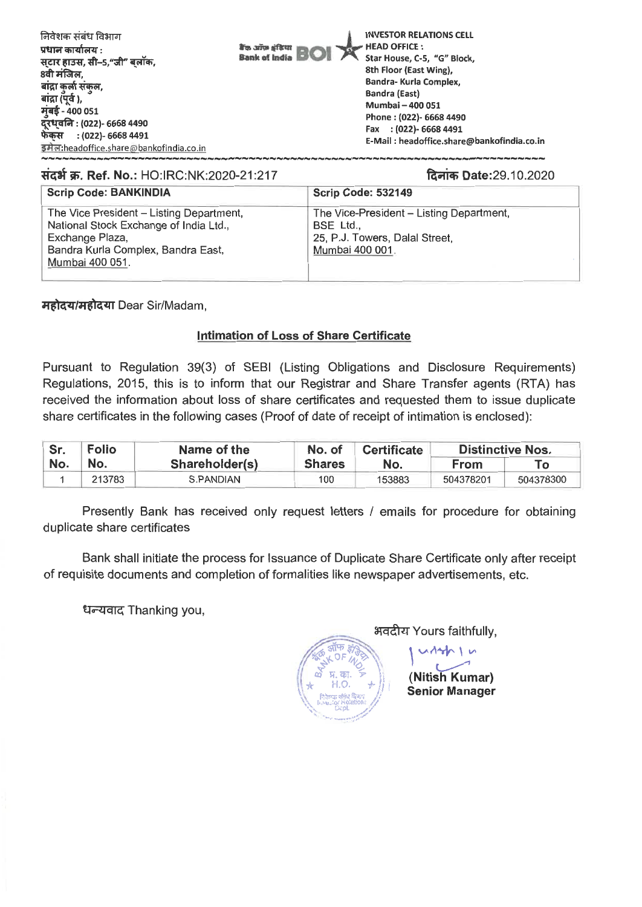निवेशक संबंध विभाग
प्रधान कार्यालय :
स्टार हाउस, सी–5,"जी" ब्लॉक,
8वी मंजिल,
बांद्रा कुर्ला संकुल,
बांद्रा (पूर्व ),
मुंबई - 400 051
दूरध्वनि : (022)- 6668 4490
फेक्स : (022)- 6668 4491
इमेल:headoffice.share@bankofindia.co.in

बैंक ऑफ इंडिया
Bank of India BOI

INVESTOR RELATIONS CELL
HEAD OFFICE :
Star House, C-5, "G" Block,
8th Floor (East Wing),
Bandra- Kurla Complex,
Bandra (East)
Mumbai – 400 051
Phone : (022)- 6668 4490
Fax : (022)- 6668 4491
E-Mail : headoffice.share@bankofindia.co.in

**संदर्भ क्र. Ref. No.:** HO:IRC:NK:2020-21:217

**दिनांक Date:**29.10.2020

| Scrip Code: BANKINDIA | Scrip Code: 532149 |
|---|---|
| The Vice President – Listing Department, National Stock Exchange of India Ltd., Exchange Plaza, Bandra Kurla Complex, Bandra East, Mumbai 400 051. | The Vice-President – Listing Department, BSE Ltd., 25, P.J. Towers, Dalal Street, Mumbai 400 001. |

**महोदय/महोदया** Dear Sir/Madam,

## Intimation of Loss of Share Certificate

Pursuant to Regulation 39(3) of SEBI (Listing Obligations and Disclosure Requirements) Regulations, 2015, this is to inform that our Registrar and Share Transfer agents (RTA) has received the information about loss of share certificates and requested them to issue duplicate share certificates in the following cases (Proof of date of receipt of intimation is enclosed):

| Sr. No. | Folio No. | Name of the Shareholder(s) | No. of Shares | Certificate No. | Distinctive Nos. | |
|---|---|---|---|---|---|---|
| | | | | | From | To |
| 1 | 213783 | S.PANDIAN | 100 | 153883 | 504378201 | 504378300 |

Presently Bank has received only request letters / emails for procedure for obtaining duplicate share certificates

Bank shall initiate the process for Issuance of Duplicate Share Certificate only after receipt of requisite documents and completion of formalities like newspaper advertisements, etc.

धन्यवाद Thanking you,

भवदीय Yours faithfully,

**(Nitish Kumar)**
**Senior Manager**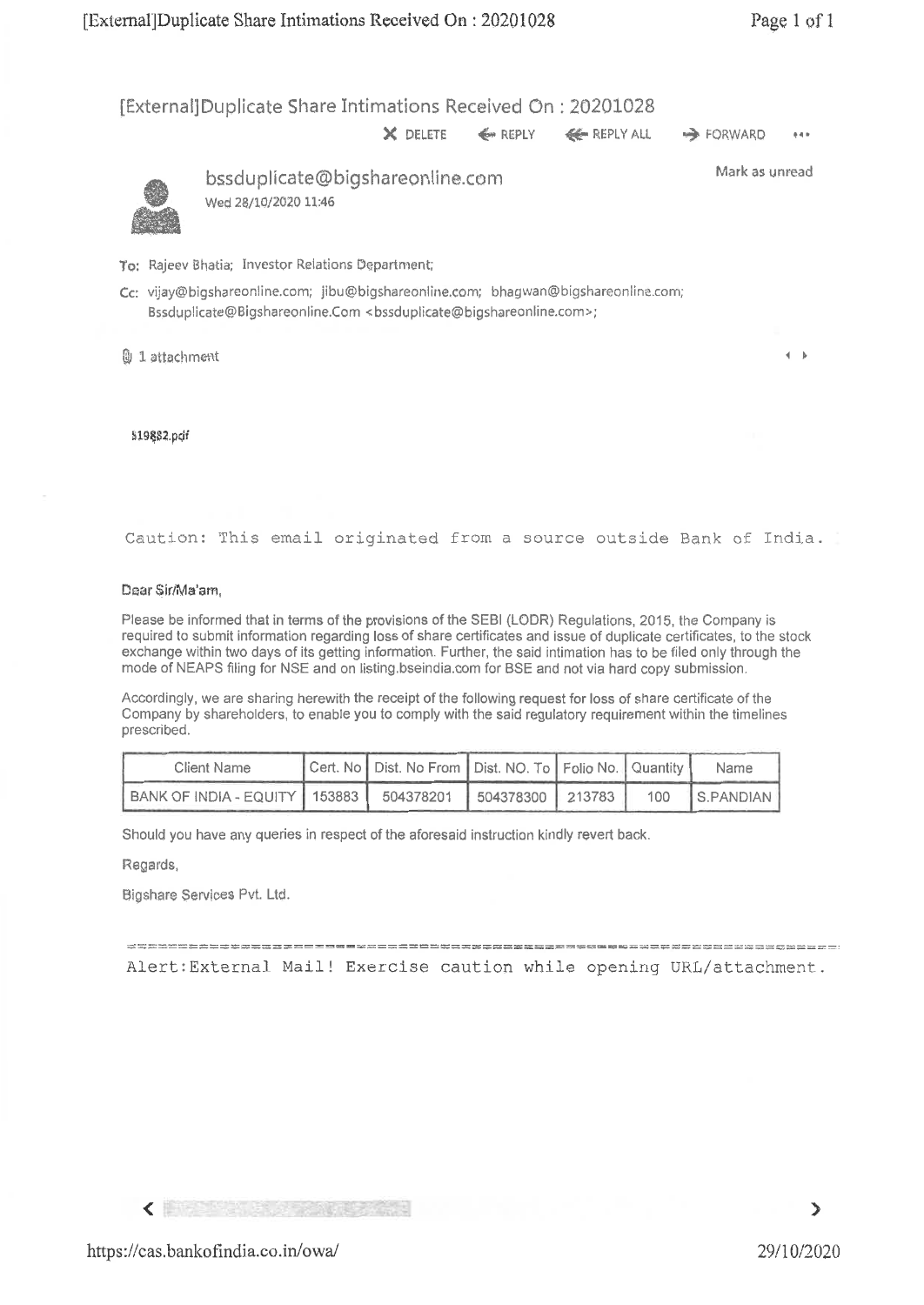# [External]Duplicate Share Intimations Received On : 20201028

DELETE | REPLY | REPLY ALL | FORWARD

Mark as unread

**bssduplicate@bigshareonline.com**
Wed 28/10/2020 11:46

To: Rajeev Bhatia; Investor Relations Department;

Cc: vijay@bigshareonline.com; jibu@bigshareonline.com; bhagwan@bigshareonline.com; Bssduplicate@Bigshareonline.Com <bssduplicate@bigshareonline.com>;

1 attachment

519882.pdf

Caution: This email originated from a source outside Bank of India.

Dear Sir/Ma'am,

Please be informed that in terms of the provisions of the SEBI (LODR) Regulations, 2015, the Company is required to submit information regarding loss of share certificates and issue of duplicate certificates, to the stock exchange within two days of its getting information. Further, the said intimation has to be filed only through the mode of NEAPS filing for NSE and on listing.bseindia.com for BSE and not via hard copy submission.

Accordingly, we are sharing herewith the receipt of the following request for loss of share certificate of the Company by shareholders, to enable you to comply with the said regulatory requirement within the timelines prescribed.

| Client Name | Cert. No | Dist. No From | Dist. NO. To | Folio No. | Quantity | Name |
|---|---|---|---|---|---|---|
| BANK OF INDIA - EQUITY | 153883 | 504378201 | 504378300 | 213783 | 100 | S.PANDIAN |

Should you have any queries in respect of the aforesaid instruction kindly revert back.

Regards,

Bigshare Services Pvt. Ltd.

Alert:External Mail! Exercise caution while opening URL/attachment.

https://cas.bankofindia.co.in/owa/

29/10/2020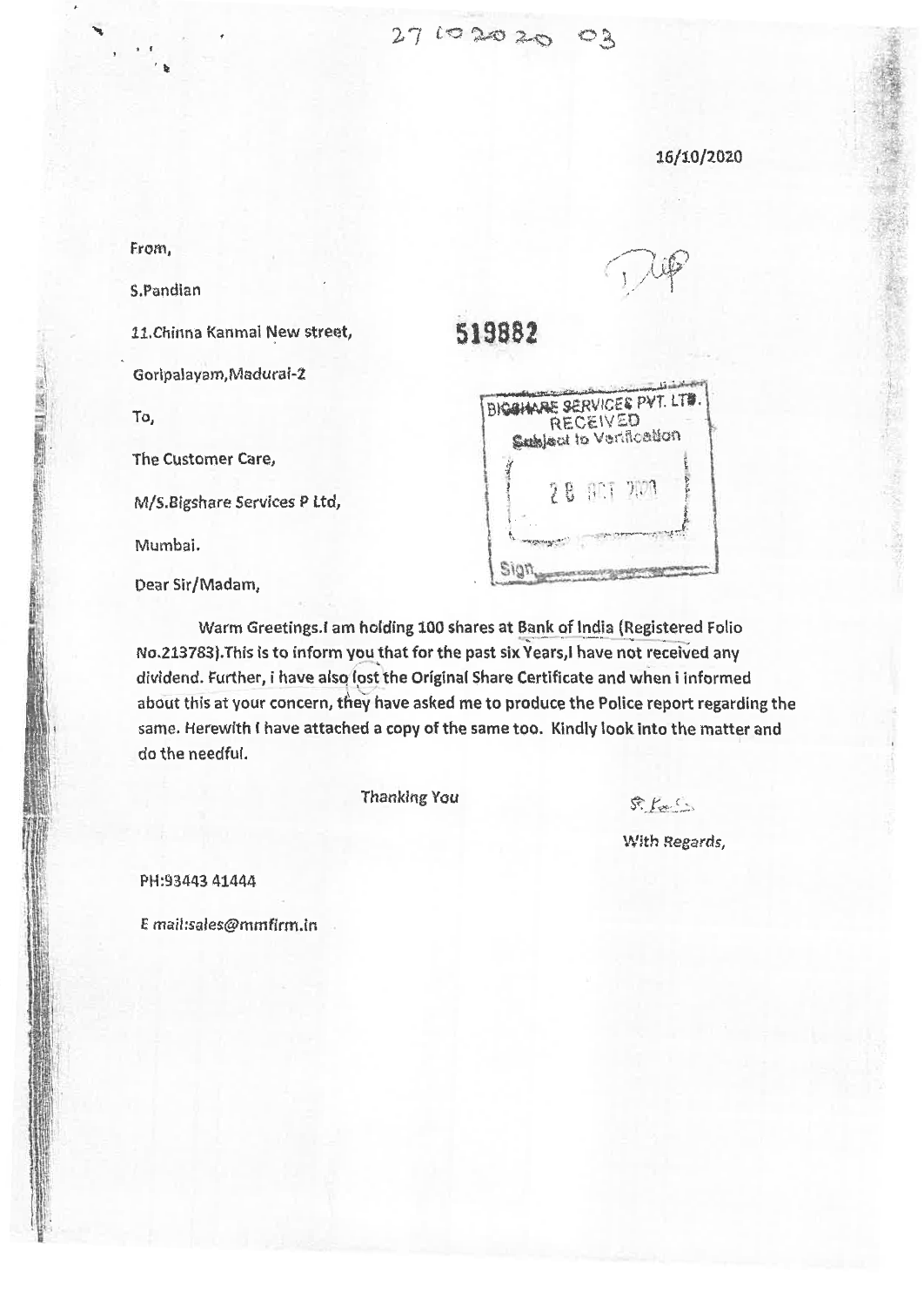27102020 03

16/10/2020

From,

S.Pandian

11.Chinna Kanmai New street,

Goripalayam,Madurai-2

519882

To,

The Customer Care,

M/S.Bigshare Services P Ltd,

Mumbai.

BIGSHARE SERVICES PVT. LTD.
RECEIVED
Subject to Verification

28 OCT 2020

Sign

Dear Sir/Madam,

Warm Greetings.I am holding 100 shares at Bank of India (Registered Folio No.213783).This is to inform you that for the past six Years,I have not received any dividend. Further, i have also lost the Original Share Certificate and when i informed about this at your concern, they have asked me to produce the Police report regarding the same. Herewith I have attached a copy of the same too. Kindly look into the matter and do the needful.

Thanking You

With Regards,

PH:93443 41444

E mail:sales@mmfirm.in